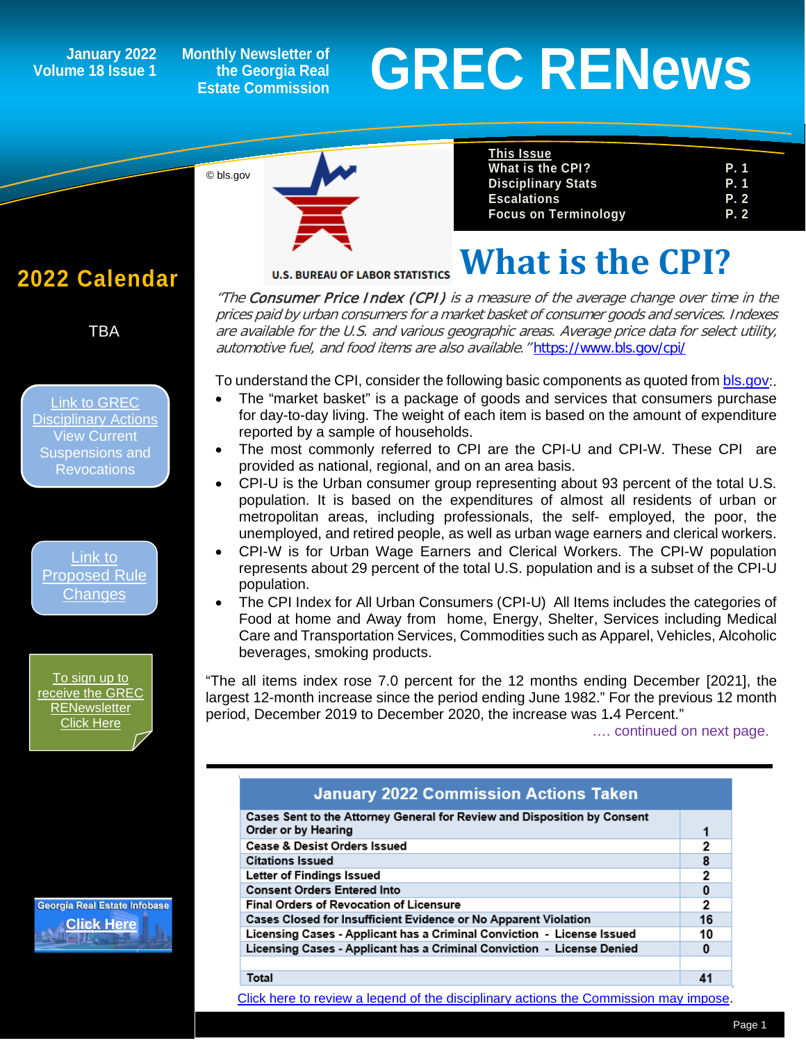January 2022
Volume 18 Issue 1

Monthly Newsletter of the Georgia Real Estate Commission

# GREC RENews

© bls.gov

U.S. BUREAU OF LABOR STATISTICS

**This Issue**

| | |
|---|---|
| What is the CPI? | P. 1 |
| Disciplinary Stats | P. 1 |
| Escalations | P. 2 |
| Focus on Terminology | P. 2 |

## 2022 Calendar

TBA

Link to GREC Disciplinary Actions View Current Suspensions and Revocations

Link to Proposed Rule Changes

To sign up to receive the GREC RENewsletter Click Here

Georgia Real Estate Infobase Click Here

## What is the CPI?

*"The **Consumer Price Index (CPI)** is a measure of the average change over time in the prices paid by urban consumers for a market basket of consumer goods and services. Indexes are available for the U.S. and various geographic areas. Average price data for select utility, automotive fuel, and food items are also available."* https://www.bls.gov/cpi/

To understand the CPI, consider the following basic components as quoted from bls.gov:.

- The "market basket" is a package of goods and services that consumers purchase for day-to-day living. The weight of each item is based on the amount of expenditure reported by a sample of households.
- The most commonly referred to CPI are the CPI-U and CPI-W. These CPI are provided as national, regional, and on an area basis.
- CPI-U is the Urban consumer group representing about 93 percent of the total U.S. population. It is based on the expenditures of almost all residents of urban or metropolitan areas, including professionals, the self- employed, the poor, the unemployed, and retired people, as well as urban wage earners and clerical workers.
- CPI-W is for Urban Wage Earners and Clerical Workers. The CPI-W population represents about 29 percent of the total U.S. population and is a subset of the CPI-U population.
- The CPI Index for All Urban Consumers (CPI-U) All Items includes the categories of Food at home and Away from home, Energy, Shelter, Services including Medical Care and Transportation Services, Commodities such as Apparel, Vehicles, Alcoholic beverages, smoking products.

"The all items index rose 7.0 percent for the 12 months ending December [2021], the largest 12-month increase since the period ending June 1982." For the previous 12 month period, December 2019 to December 2020, the increase was 1.4 Percent."

…. continued on next page.

| January 2022 Commission Actions Taken | |
|---|---|
| Cases Sent to the Attorney General for Review and Disposition by Consent Order or by Hearing | 1 |
| Cease & Desist Orders Issued | 2 |
| Citations Issued | 8 |
| Letter of Findings Issued | 2 |
| Consent Orders Entered Into | 0 |
| Final Orders of Revocation of Licensure | 2 |
| Cases Closed for Insufficient Evidence or No Apparent Violation | 16 |
| Licensing Cases - Applicant has a Criminal Conviction - License Issued | 10 |
| Licensing Cases - Applicant has a Criminal Conviction - License Denied | 0 |
| | |
| **Total** | **41** |

Click here to review a legend of the disciplinary actions the Commission may impose.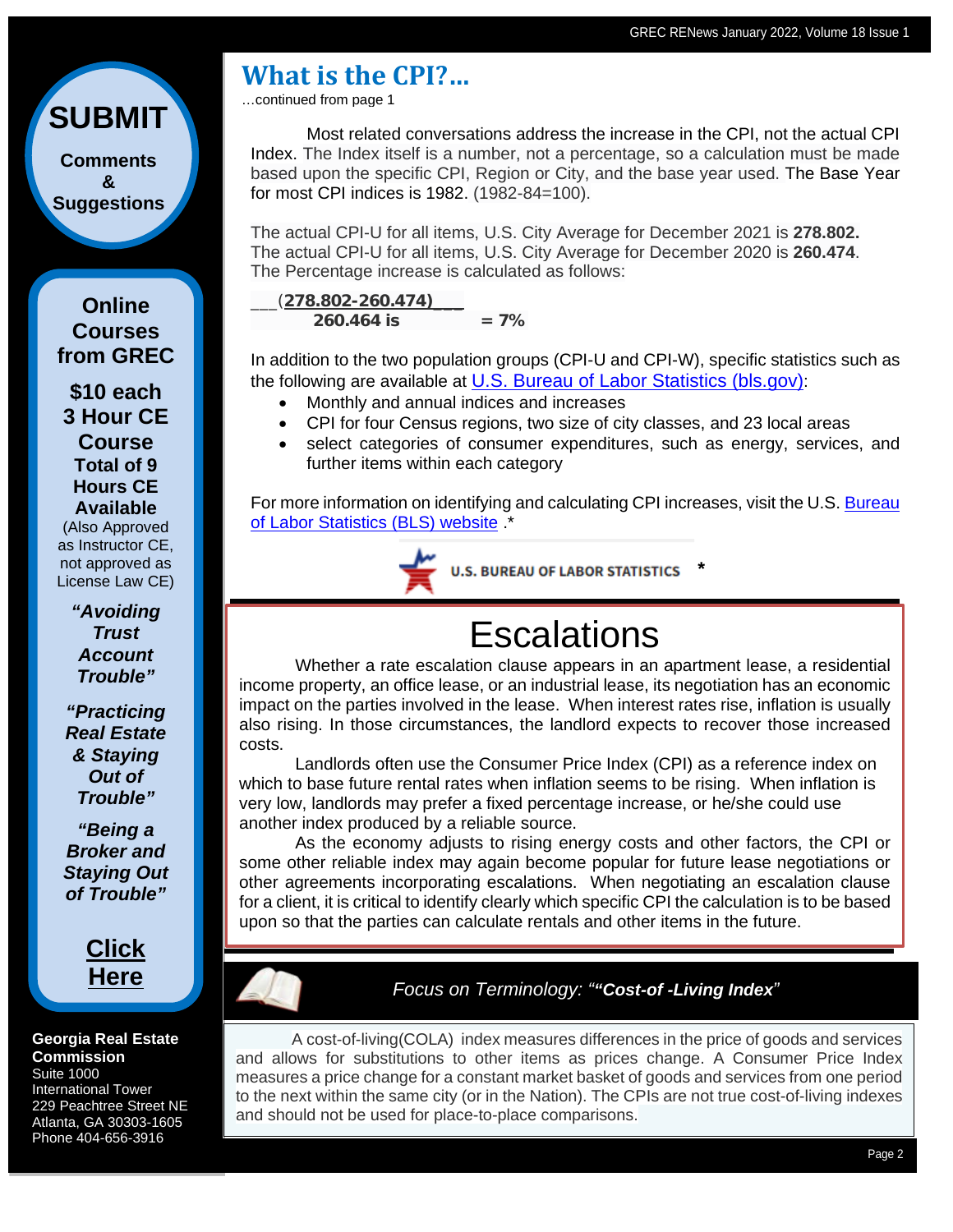# What is the CPI?…

…continued from page 1

Most related conversations address the increase in the CPI, not the actual CPI Index. The Index itself is a number, not a percentage, so a calculation must be made based upon the specific CPI, Region or City, and the base year used. The Base Year for most CPI indices is 1982. (1982-84=100).

The actual CPI-U for all items, U.S. City Average for December 2021 is **278.802.** The actual CPI-U for all items, U.S. City Average for December 2020 is **260.474**. The Percentage increase is calculated as follows:

**(278.802-260.474)**
**260.464 is** **= 7%**

In addition to the two population groups (CPI-U and CPI-W), specific statistics such as the following are available at U.S. Bureau of Labor Statistics (bls.gov):

- Monthly and annual indices and increases
- CPI for four Census regions, two size of city classes, and 23 local areas
- select categories of consumer expenditures, such as energy, services, and further items within each category

For more information on identifying and calculating CPI increases, visit the U.S. Bureau of Labor Statistics (BLS) website .*

U.S. BUREAU OF LABOR STATISTICS *

# Escalations

Whether a rate escalation clause appears in an apartment lease, a residential income property, an office lease, or an industrial lease, its negotiation has an economic impact on the parties involved in the lease. When interest rates rise, inflation is usually also rising. In those circumstances, the landlord expects to recover those increased costs.

Landlords often use the Consumer Price Index (CPI) as a reference index on which to base future rental rates when inflation seems to be rising. When inflation is very low, landlords may prefer a fixed percentage increase, or he/she could use another index produced by a reliable source.

As the economy adjusts to rising energy costs and other factors, the CPI or some other reliable index may again become popular for future lease negotiations or other agreements incorporating escalations. When negotiating an escalation clause for a client, it is critical to identify clearly which specific CPI the calculation is to be based upon so that the parties can calculate rentals and other items in the future.

## *Focus on Terminology: ""**Cost-of -Living Index**"*

A cost-of-living(COLA) index measures differences in the price of goods and services and allows for substitutions to other items as prices change. A Consumer Price Index measures a price change for a constant market basket of goods and services from one period to the next within the same city (or in the Nation). The CPIs are not true cost-of-living indexes and should not be used for place-to-place comparisons.

---

**SUBMIT**

**Comments & Suggestions**

**Online Courses from GREC**

**$10 each**
**3 Hour CE Course**
**Total of 9 Hours CE Available**
(Also Approved as Instructor CE, not approved as License Law CE)

***"Avoiding Trust Account Trouble"***

***"Practicing Real Estate & Staying Out of Trouble"***

***"Being a Broker and Staying Out of Trouble"***

**Click Here**

**Georgia Real Estate Commission**
Suite 1000
International Tower
229 Peachtree Street NE
Atlanta, GA 30303-1605
Phone 404-656-3916